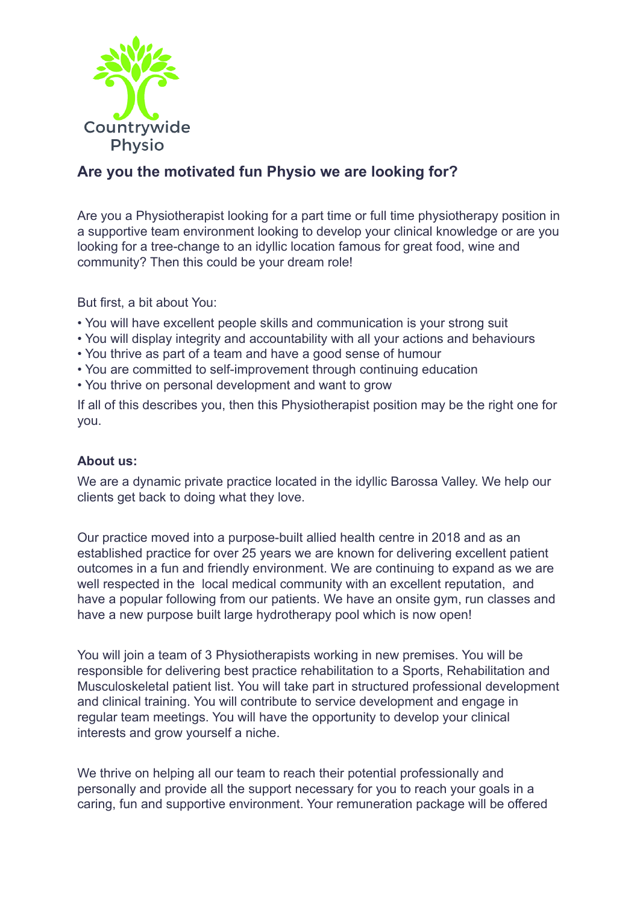Countrywide Physio

## Are you the motivated fun Physio we are looking for?

Are you a Physiotherapist looking for a part time or full time physiotherapy position in a supportive team environment looking to develop your clinical knowledge or are you looking for a tree-change to an idyllic location famous for great food, wine and community? Then this could be your dream role!

But first, a bit about You:

- You will have excellent people skills and communication is your strong suit
- You will display integrity and accountability with all your actions and behaviours
- You thrive as part of a team and have a good sense of humour
- You are committed to self-improvement through continuing education
- You thrive on personal development and want to grow

If all of this describes you, then this Physiotherapist position may be the right one for you.

**About us:**

We are a dynamic private practice located in the idyllic Barossa Valley. We help our clients get back to doing what they love.

Our practice moved into a purpose-built allied health centre in 2018 and as an established practice for over 25 years we are known for delivering excellent patient outcomes in a fun and friendly environment. We are continuing to expand as we are well respected in the local medical community with an excellent reputation, and have a popular following from our patients. We have an onsite gym, run classes and have a new purpose built large hydrotherapy pool which is now open!

You will join a team of 3 Physiotherapists working in new premises. You will be responsible for delivering best practice rehabilitation to a Sports, Rehabilitation and Musculoskeletal patient list. You will take part in structured professional development and clinical training. You will contribute to service development and engage in regular team meetings. You will have the opportunity to develop your clinical interests and grow yourself a niche.

We thrive on helping all our team to reach their potential professionally and personally and provide all the support necessary for you to reach your goals in a caring, fun and supportive environment. Your remuneration package will be offered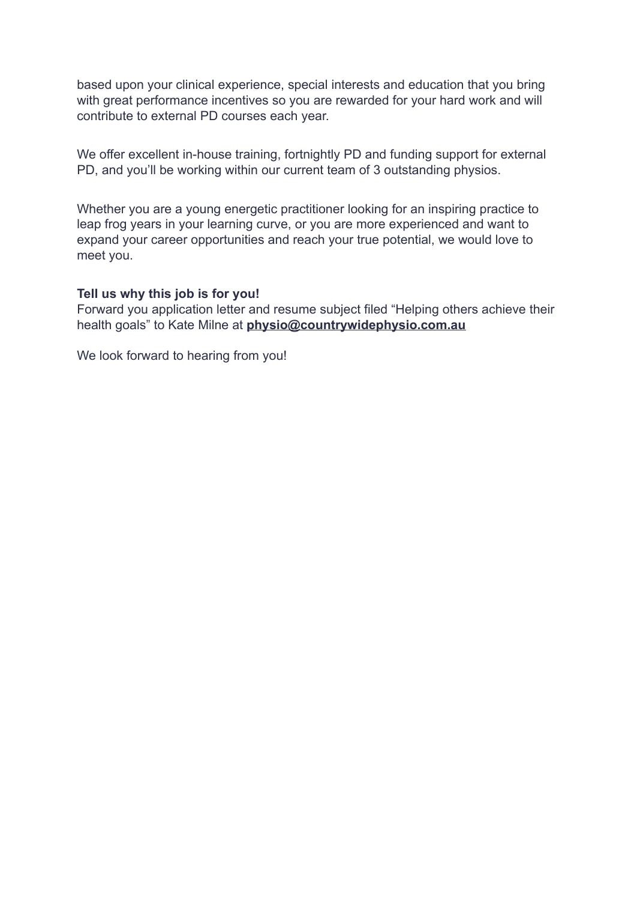based upon your clinical experience, special interests and education that you bring with great performance incentives so you are rewarded for your hard work and will contribute to external PD courses each year.

We offer excellent in-house training, fortnightly PD and funding support for external PD, and you'll be working within our current team of 3 outstanding physios.

Whether you are a young energetic practitioner looking for an inspiring practice to leap frog years in your learning curve, or you are more experienced and want to expand your career opportunities and reach your true potential, we would love to meet you.

**Tell us why this job is for you!**
Forward you application letter and resume subject filed "Helping others achieve their health goals" to Kate Milne at **physio@countrywidephysio.com.au**

We look forward to hearing from you!